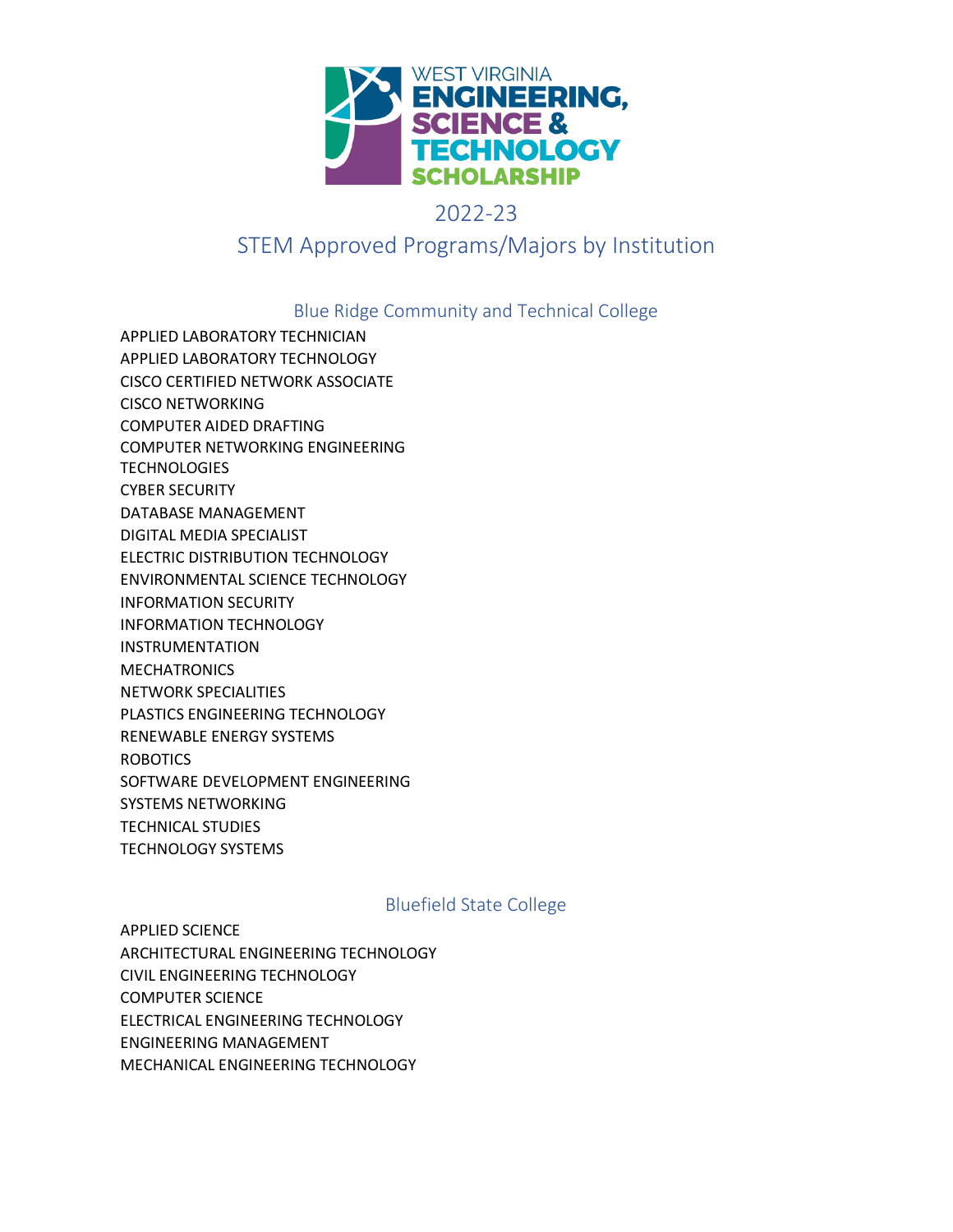# WEST VIRGINIA ENGINEERING, SCIENCE & TECHNOLOGY SCHOLARSHIP

## 2022-23

## STEM Approved Programs/Majors by Institution

### Blue Ridge Community and Technical College

APPLIED LABORATORY TECHNICIAN
APPLIED LABORATORY TECHNOLOGY
CISCO CERTIFIED NETWORK ASSOCIATE
CISCO NETWORKING
COMPUTER AIDED DRAFTING
COMPUTER NETWORKING ENGINEERING TECHNOLOGIES
CYBER SECURITY
DATABASE MANAGEMENT
DIGITAL MEDIA SPECIALIST
ELECTRIC DISTRIBUTION TECHNOLOGY
ENVIRONMENTAL SCIENCE TECHNOLOGY
INFORMATION SECURITY
INFORMATION TECHNOLOGY
INSTRUMENTATION
MECHATRONICS
NETWORK SPECIALITIES
PLASTICS ENGINEERING TECHNOLOGY
RENEWABLE ENERGY SYSTEMS
ROBOTICS
SOFTWARE DEVELOPMENT ENGINEERING
SYSTEMS NETWORKING
TECHNICAL STUDIES
TECHNOLOGY SYSTEMS

### Bluefield State College

APPLIED SCIENCE
ARCHITECTURAL ENGINEERING TECHNOLOGY
CIVIL ENGINEERING TECHNOLOGY
COMPUTER SCIENCE
ELECTRICAL ENGINEERING TECHNOLOGY
ENGINEERING MANAGEMENT
MECHANICAL ENGINEERING TECHNOLOGY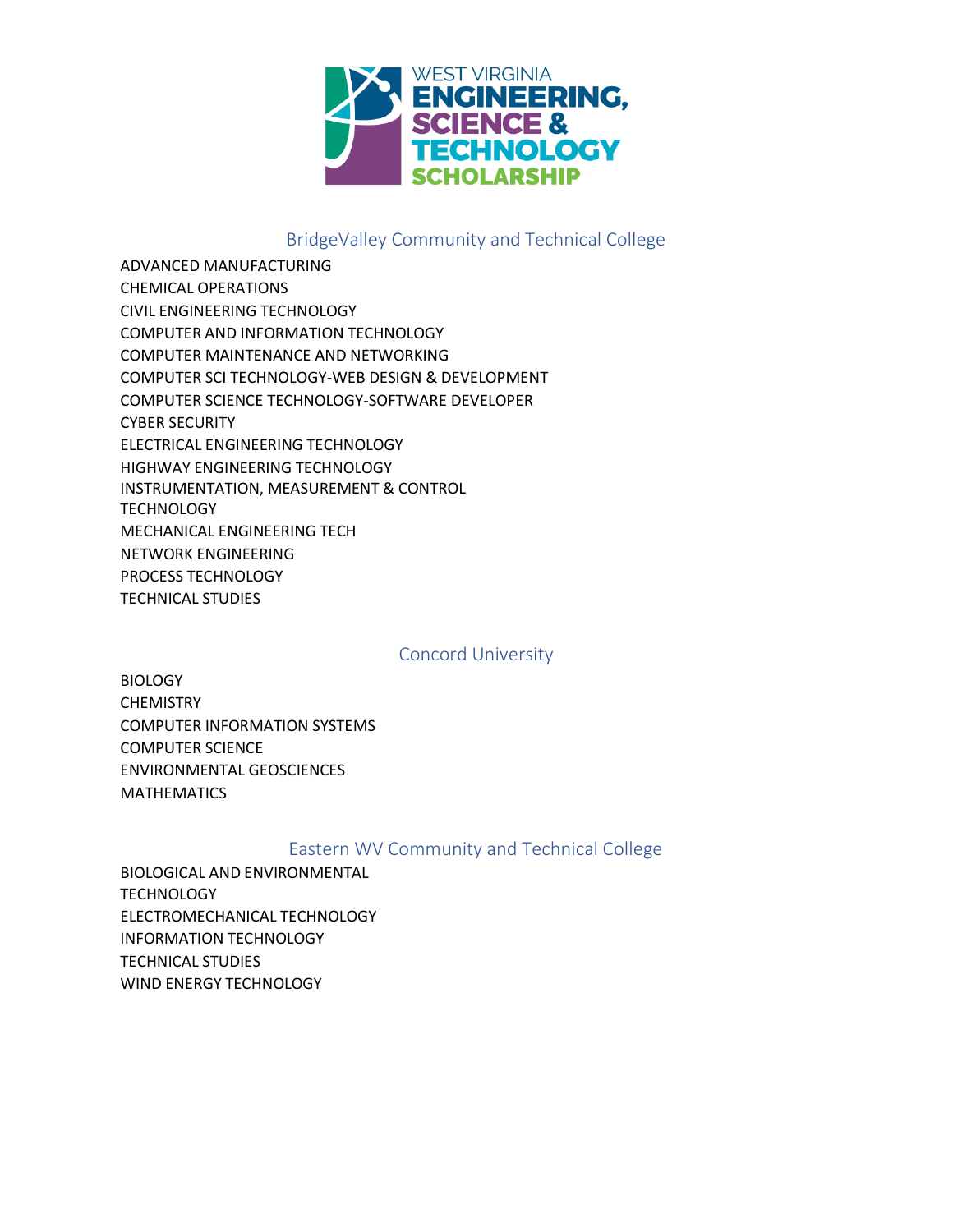## BridgeValley Community and Technical College

ADVANCED MANUFACTURING
CHEMICAL OPERATIONS
CIVIL ENGINEERING TECHNOLOGY
COMPUTER AND INFORMATION TECHNOLOGY
COMPUTER MAINTENANCE AND NETWORKING
COMPUTER SCI TECHNOLOGY-WEB DESIGN & DEVELOPMENT
COMPUTER SCIENCE TECHNOLOGY-SOFTWARE DEVELOPER
CYBER SECURITY
ELECTRICAL ENGINEERING TECHNOLOGY
HIGHWAY ENGINEERING TECHNOLOGY
INSTRUMENTATION, MEASUREMENT & CONTROL TECHNOLOGY
MECHANICAL ENGINEERING TECH
NETWORK ENGINEERING
PROCESS TECHNOLOGY
TECHNICAL STUDIES

## Concord University

BIOLOGY
CHEMISTRY
COMPUTER INFORMATION SYSTEMS
COMPUTER SCIENCE
ENVIRONMENTAL GEOSCIENCES
MATHEMATICS

## Eastern WV Community and Technical College

BIOLOGICAL AND ENVIRONMENTAL TECHNOLOGY
ELECTROMECHANICAL TECHNOLOGY
INFORMATION TECHNOLOGY
TECHNICAL STUDIES
WIND ENERGY TECHNOLOGY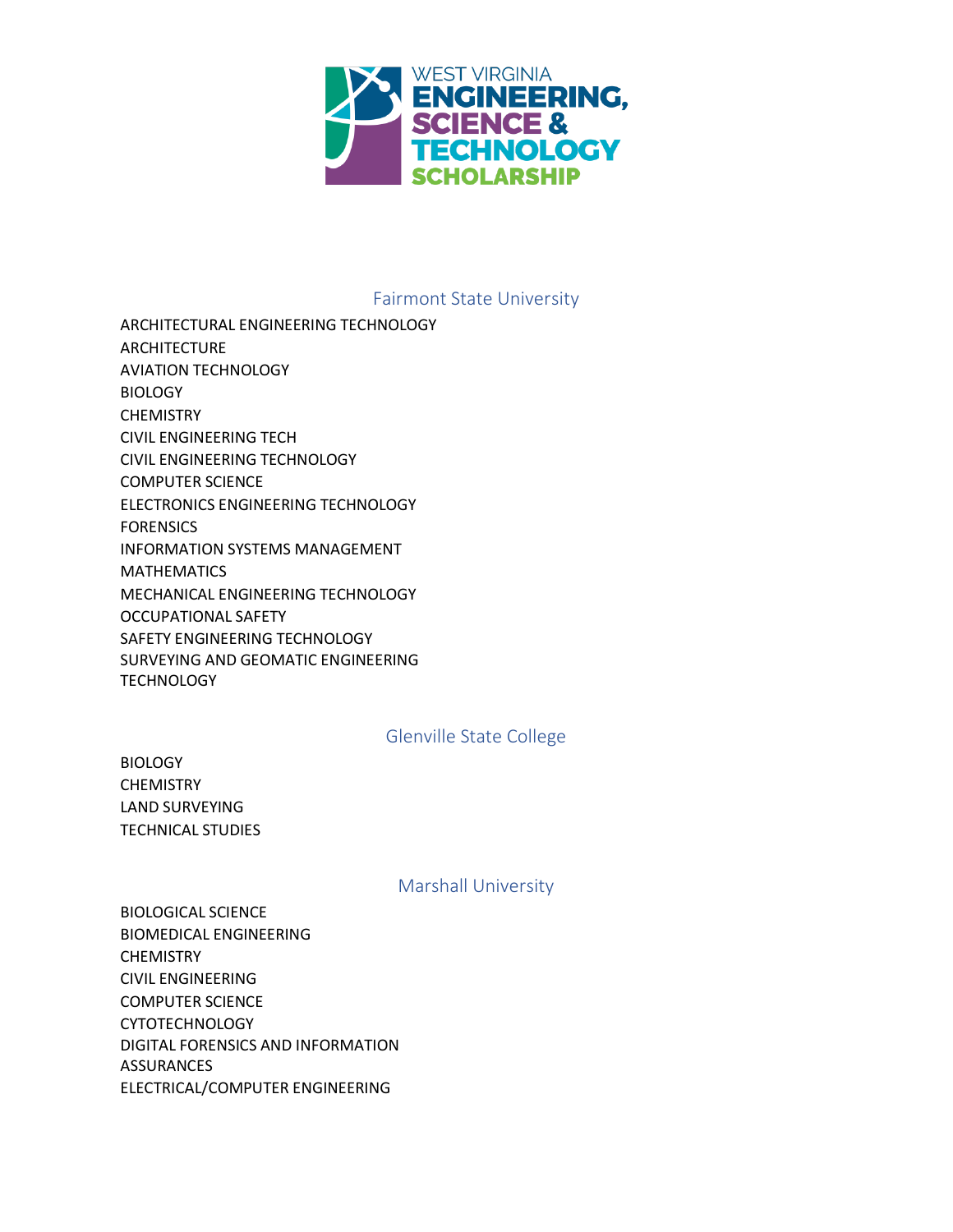## Fairmont State University

ARCHITECTURAL ENGINEERING TECHNOLOGY
ARCHITECTURE
AVIATION TECHNOLOGY
BIOLOGY
CHEMISTRY
CIVIL ENGINEERING TECH
CIVIL ENGINEERING TECHNOLOGY
COMPUTER SCIENCE
ELECTRONICS ENGINEERING TECHNOLOGY
FORENSICS
INFORMATION SYSTEMS MANAGEMENT
MATHEMATICS
MECHANICAL ENGINEERING TECHNOLOGY
OCCUPATIONAL SAFETY
SAFETY ENGINEERING TECHNOLOGY
SURVEYING AND GEOMATIC ENGINEERING TECHNOLOGY

## Glenville State College

BIOLOGY
CHEMISTRY
LAND SURVEYING
TECHNICAL STUDIES

## Marshall University

BIOLOGICAL SCIENCE
BIOMEDICAL ENGINEERING
CHEMISTRY
CIVIL ENGINEERING
COMPUTER SCIENCE
CYTOTECHNOLOGY
DIGITAL FORENSICS AND INFORMATION ASSURANCES
ELECTRICAL/COMPUTER ENGINEERING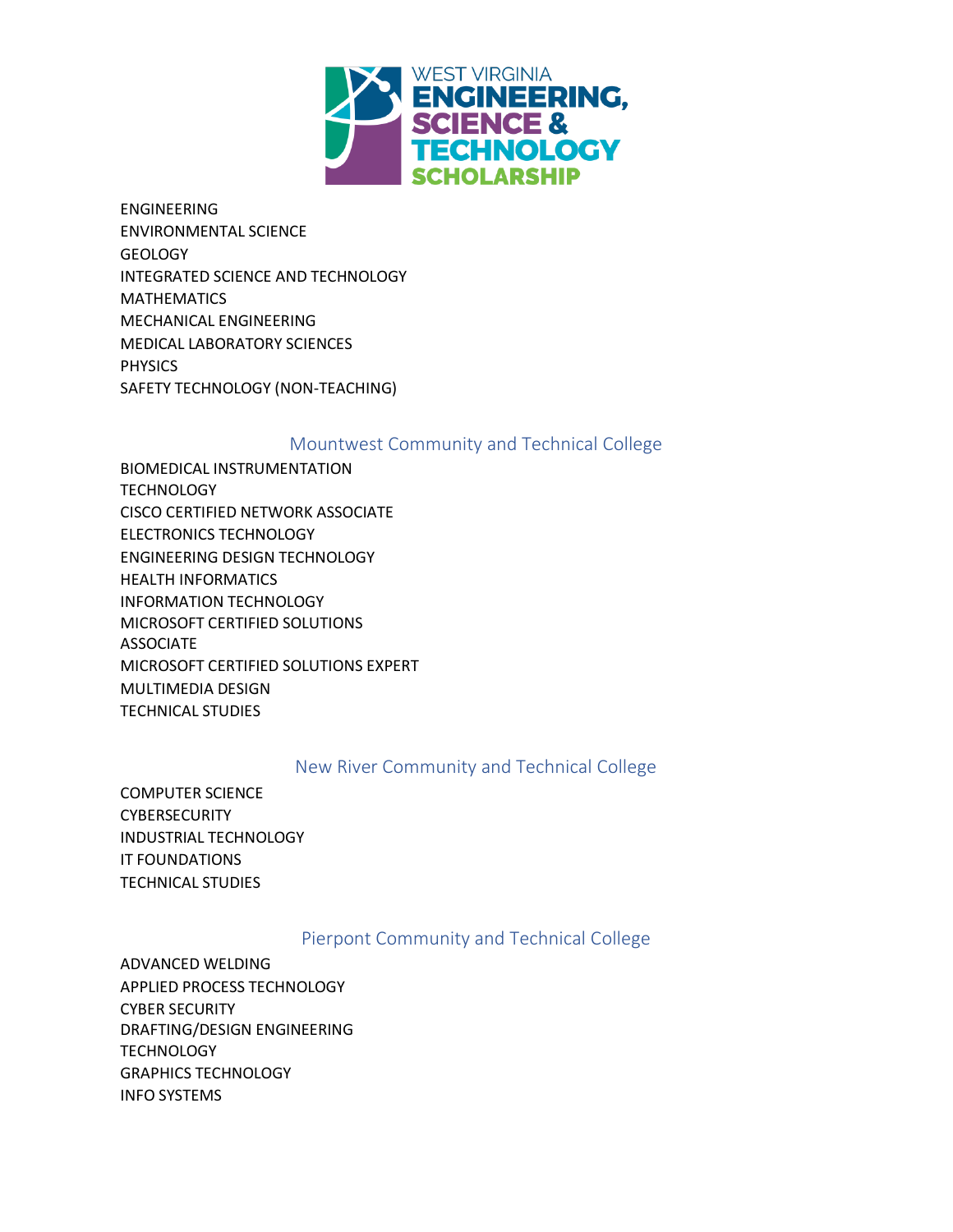ENGINEERING
ENVIRONMENTAL SCIENCE
GEOLOGY
INTEGRATED SCIENCE AND TECHNOLOGY
MATHEMATICS
MECHANICAL ENGINEERING
MEDICAL LABORATORY SCIENCES
PHYSICS
SAFETY TECHNOLOGY (NON-TEACHING)

## Mountwest Community and Technical College

BIOMEDICAL INSTRUMENTATION TECHNOLOGY
CISCO CERTIFIED NETWORK ASSOCIATE
ELECTRONICS TECHNOLOGY
ENGINEERING DESIGN TECHNOLOGY
HEALTH INFORMATICS
INFORMATION TECHNOLOGY
MICROSOFT CERTIFIED SOLUTIONS ASSOCIATE
MICROSOFT CERTIFIED SOLUTIONS EXPERT
MULTIMEDIA DESIGN
TECHNICAL STUDIES

## New River Community and Technical College

COMPUTER SCIENCE
CYBERSECURITY
INDUSTRIAL TECHNOLOGY
IT FOUNDATIONS
TECHNICAL STUDIES

## Pierpont Community and Technical College

ADVANCED WELDING
APPLIED PROCESS TECHNOLOGY
CYBER SECURITY
DRAFTING/DESIGN ENGINEERING TECHNOLOGY
GRAPHICS TECHNOLOGY
INFO SYSTEMS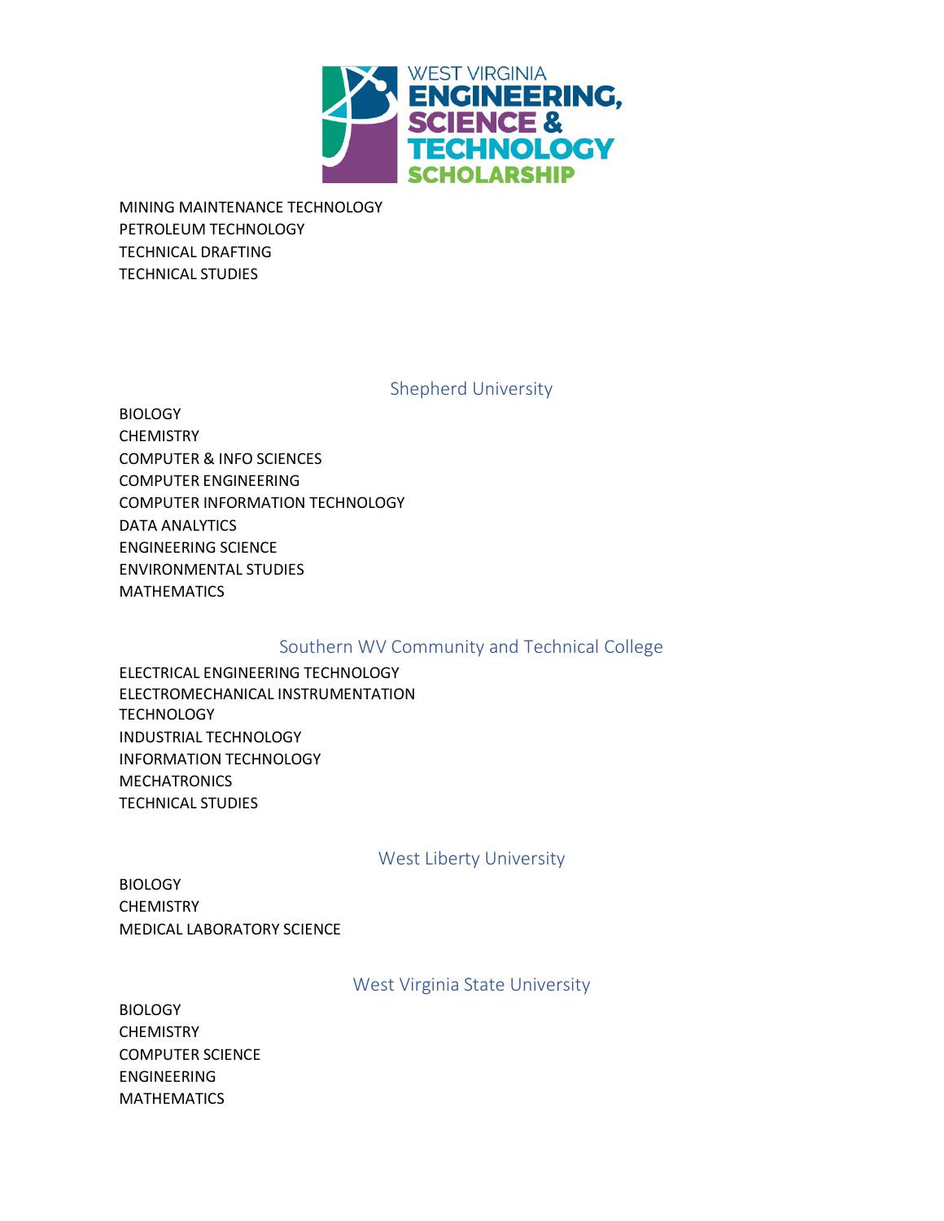MINING MAINTENANCE TECHNOLOGY
PETROLEUM TECHNOLOGY
TECHNICAL DRAFTING
TECHNICAL STUDIES

## Shepherd University

BIOLOGY
CHEMISTRY
COMPUTER & INFO SCIENCES
COMPUTER ENGINEERING
COMPUTER INFORMATION TECHNOLOGY
DATA ANALYTICS
ENGINEERING SCIENCE
ENVIRONMENTAL STUDIES
MATHEMATICS

## Southern WV Community and Technical College

ELECTRICAL ENGINEERING TECHNOLOGY
ELECTROMECHANICAL INSTRUMENTATION TECHNOLOGY
INDUSTRIAL TECHNOLOGY
INFORMATION TECHNOLOGY
MECHATRONICS
TECHNICAL STUDIES

## West Liberty University

BIOLOGY
CHEMISTRY
MEDICAL LABORATORY SCIENCE

## West Virginia State University

BIOLOGY
CHEMISTRY
COMPUTER SCIENCE
ENGINEERING
MATHEMATICS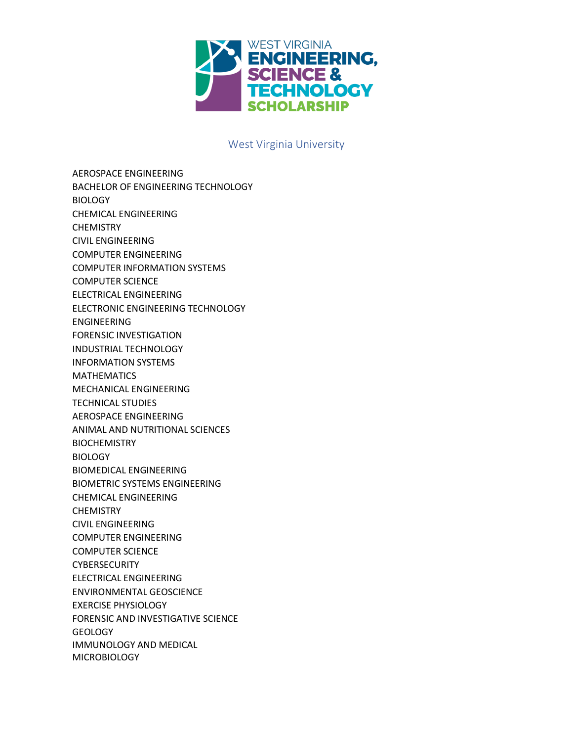WEST VIRGINIA
ENGINEERING, SCIENCE & TECHNOLOGY
SCHOLARSHIP

## West Virginia University

AEROSPACE ENGINEERING
BACHELOR OF ENGINEERING TECHNOLOGY
BIOLOGY
CHEMICAL ENGINEERING
CHEMISTRY
CIVIL ENGINEERING
COMPUTER ENGINEERING
COMPUTER INFORMATION SYSTEMS
COMPUTER SCIENCE
ELECTRICAL ENGINEERING
ELECTRONIC ENGINEERING TECHNOLOGY
ENGINEERING
FORENSIC INVESTIGATION
INDUSTRIAL TECHNOLOGY
INFORMATION SYSTEMS
MATHEMATICS
MECHANICAL ENGINEERING
TECHNICAL STUDIES
AEROSPACE ENGINEERING
ANIMAL AND NUTRITIONAL SCIENCES
BIOCHEMISTRY
BIOLOGY
BIOMEDICAL ENGINEERING
BIOMETRIC SYSTEMS ENGINEERING
CHEMICAL ENGINEERING
CHEMISTRY
CIVIL ENGINEERING
COMPUTER ENGINEERING
COMPUTER SCIENCE
CYBERSECURITY
ELECTRICAL ENGINEERING
ENVIRONMENTAL GEOSCIENCE
EXERCISE PHYSIOLOGY
FORENSIC AND INVESTIGATIVE SCIENCE
GEOLOGY
IMMUNOLOGY AND MEDICAL MICROBIOLOGY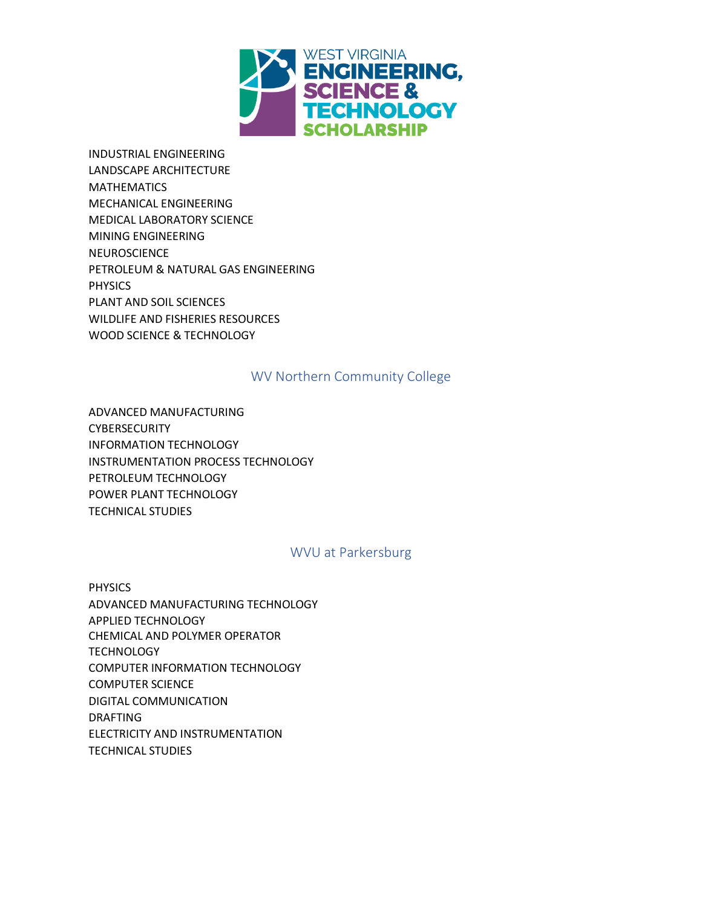INDUSTRIAL ENGINEERING
LANDSCAPE ARCHITECTURE
MATHEMATICS
MECHANICAL ENGINEERING
MEDICAL LABORATORY SCIENCE
MINING ENGINEERING
NEUROSCIENCE
PETROLEUM & NATURAL GAS ENGINEERING
PHYSICS
PLANT AND SOIL SCIENCES
WILDLIFE AND FISHERIES RESOURCES
WOOD SCIENCE & TECHNOLOGY

## WV Northern Community College

ADVANCED MANUFACTURING
CYBERSECURITY
INFORMATION TECHNOLOGY
INSTRUMENTATION PROCESS TECHNOLOGY
PETROLEUM TECHNOLOGY
POWER PLANT TECHNOLOGY
TECHNICAL STUDIES

## WVU at Parkersburg

PHYSICS
ADVANCED MANUFACTURING TECHNOLOGY
APPLIED TECHNOLOGY
CHEMICAL AND POLYMER OPERATOR TECHNOLOGY
COMPUTER INFORMATION TECHNOLOGY
COMPUTER SCIENCE
DIGITAL COMMUNICATION
DRAFTING
ELECTRICITY AND INSTRUMENTATION
TECHNICAL STUDIES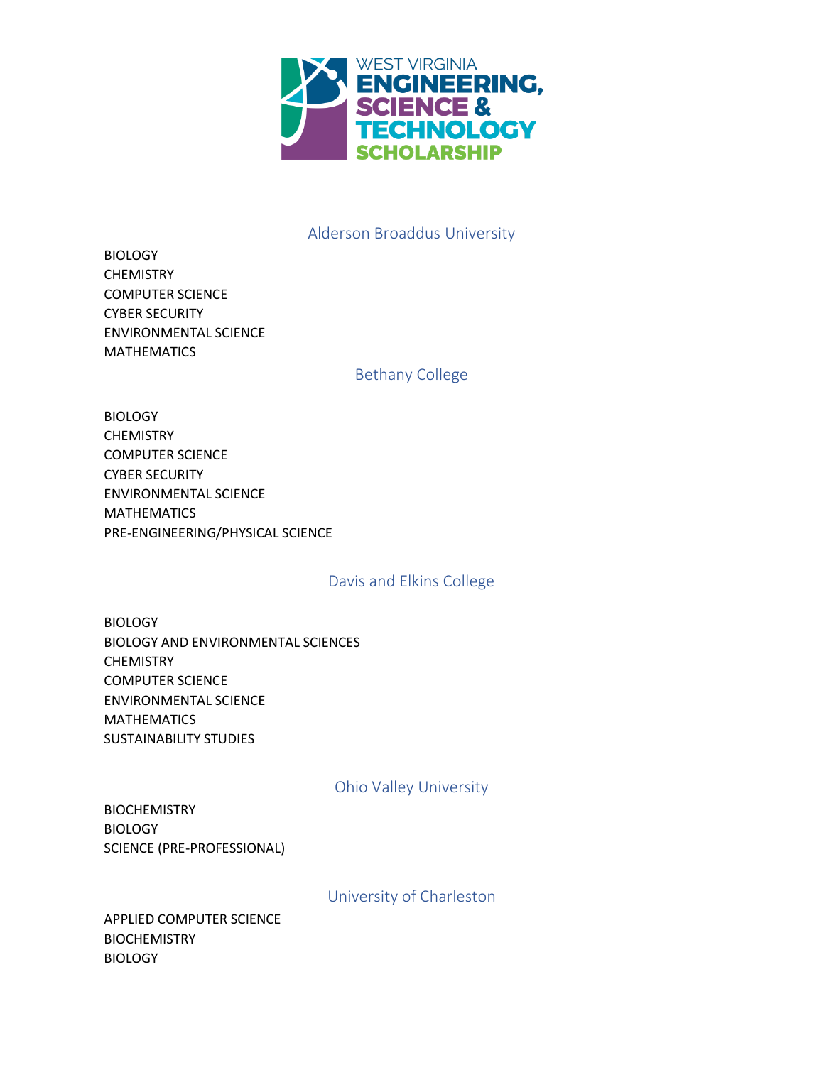WEST VIRGINIA ENGINEERING, SCIENCE & TECHNOLOGY SCHOLARSHIP

## Alderson Broaddus University

BIOLOGY
CHEMISTRY
COMPUTER SCIENCE
CYBER SECURITY
ENVIRONMENTAL SCIENCE
MATHEMATICS

## Bethany College

BIOLOGY
CHEMISTRY
COMPUTER SCIENCE
CYBER SECURITY
ENVIRONMENTAL SCIENCE
MATHEMATICS
PRE-ENGINEERING/PHYSICAL SCIENCE

## Davis and Elkins College

BIOLOGY
BIOLOGY AND ENVIRONMENTAL SCIENCES
CHEMISTRY
COMPUTER SCIENCE
ENVIRONMENTAL SCIENCE
MATHEMATICS
SUSTAINABILITY STUDIES

## Ohio Valley University

BIOCHEMISTRY
BIOLOGY
SCIENCE (PRE-PROFESSIONAL)

## University of Charleston

APPLIED COMPUTER SCIENCE
BIOCHEMISTRY
BIOLOGY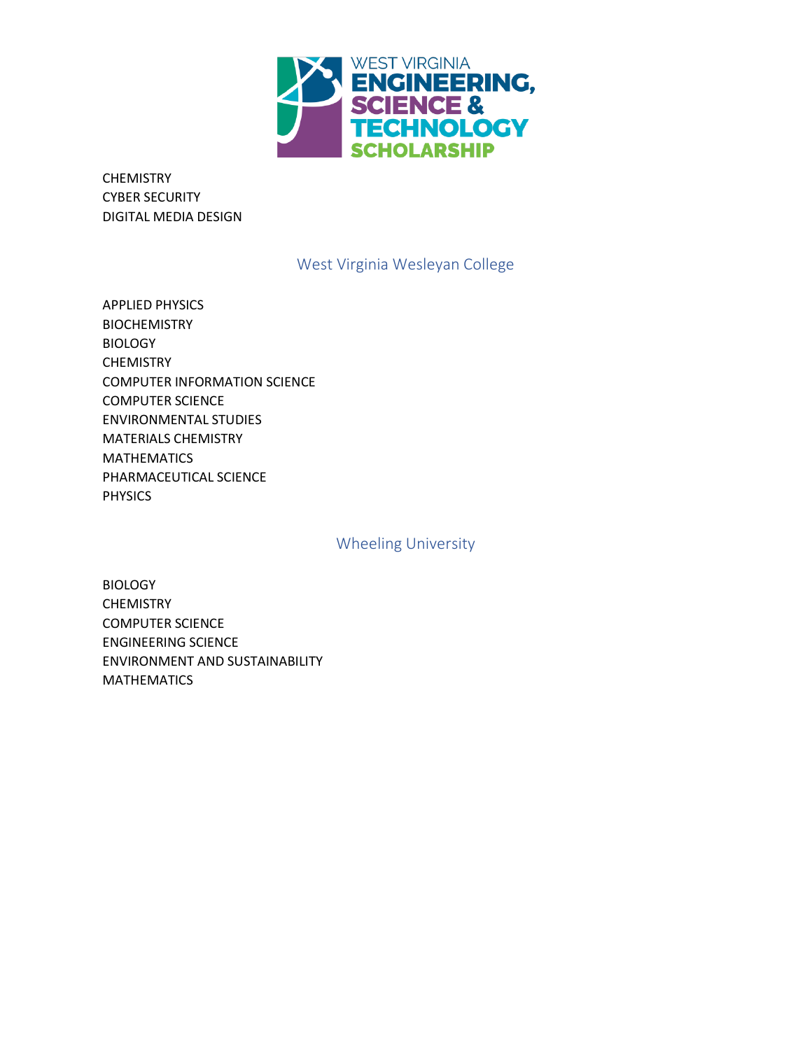CHEMISTRY
CYBER SECURITY
DIGITAL MEDIA DESIGN

## West Virginia Wesleyan College

APPLIED PHYSICS
BIOCHEMISTRY
BIOLOGY
CHEMISTRY
COMPUTER INFORMATION SCIENCE
COMPUTER SCIENCE
ENVIRONMENTAL STUDIES
MATERIALS CHEMISTRY
MATHEMATICS
PHARMACEUTICAL SCIENCE
PHYSICS

## Wheeling University

BIOLOGY
CHEMISTRY
COMPUTER SCIENCE
ENGINEERING SCIENCE
ENVIRONMENT AND SUSTAINABILITY
MATHEMATICS